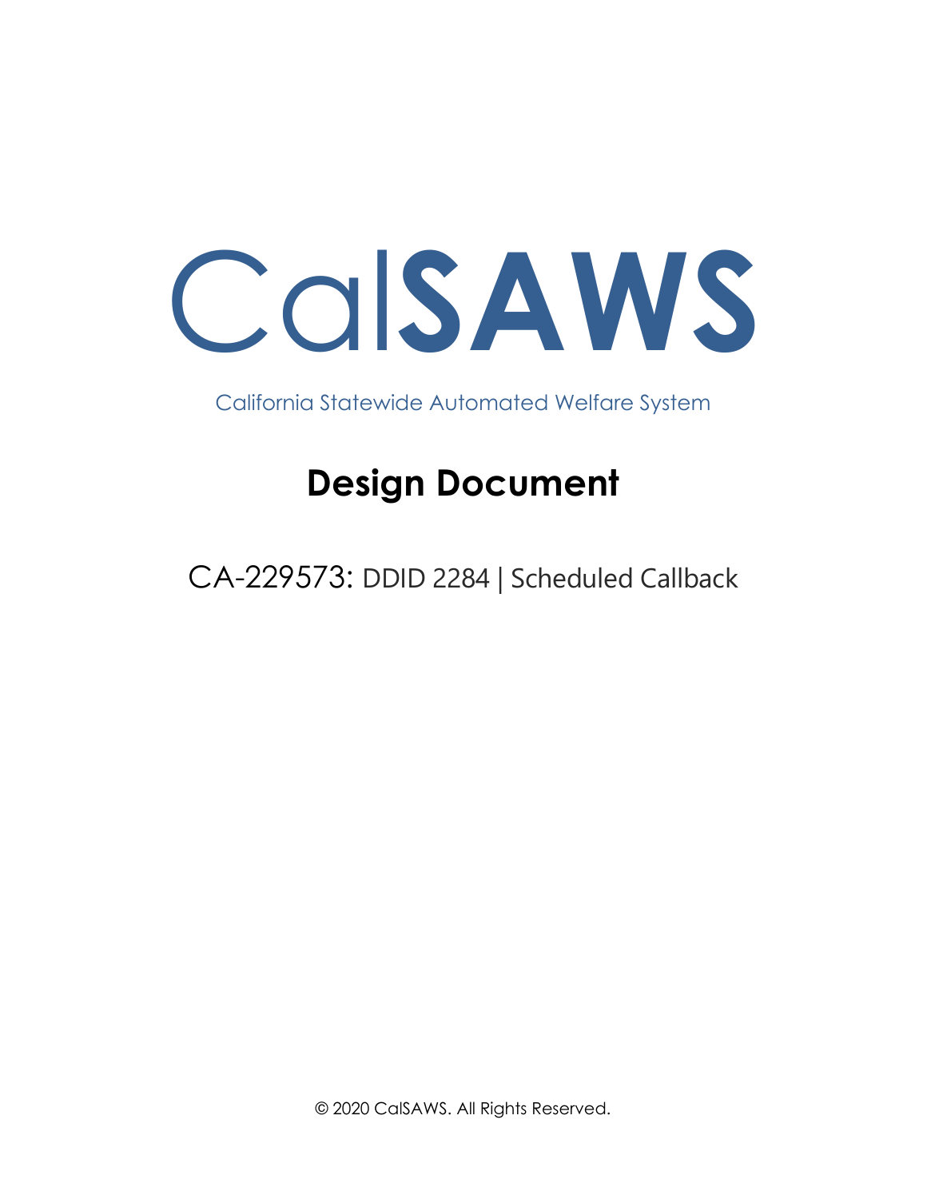# CalSAWS

California Statewide Automated Welfare System

# Design Document

## CA-229573: DDID 2284 | Scheduled Callback

© 2020 CalSAWS. All Rights Reserved.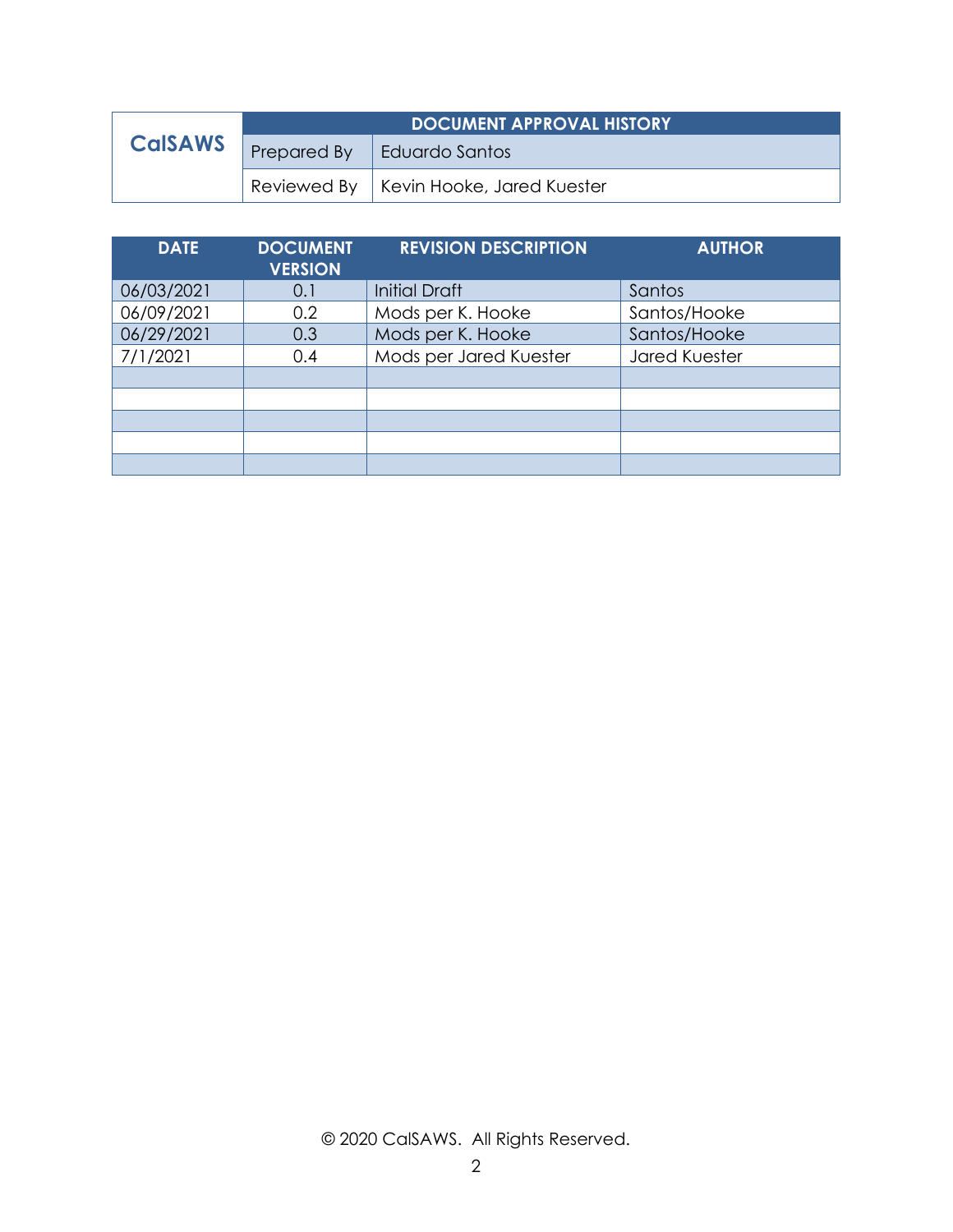| CalSAWS | DOCUMENT APPROVAL HISTORY | |
|---|---|---|
| | Prepared By | Eduardo Santos |
| | Reviewed By | Kevin Hooke, Jared Kuester |

| DATE | DOCUMENT VERSION | REVISION DESCRIPTION | AUTHOR |
|---|---|---|---|
| 06/03/2021 | 0.1 | Initial Draft | Santos |
| 06/09/2021 | 0.2 | Mods per K. Hooke | Santos/Hooke |
| 06/29/2021 | 0.3 | Mods per K. Hooke | Santos/Hooke |
| 7/1/2021 | 0.4 | Mods per Jared Kuester | Jared Kuester |
| | | | |
| | | | |
| | | | |
| | | | |
| | | | |

© 2020 CalSAWS. All Rights Reserved.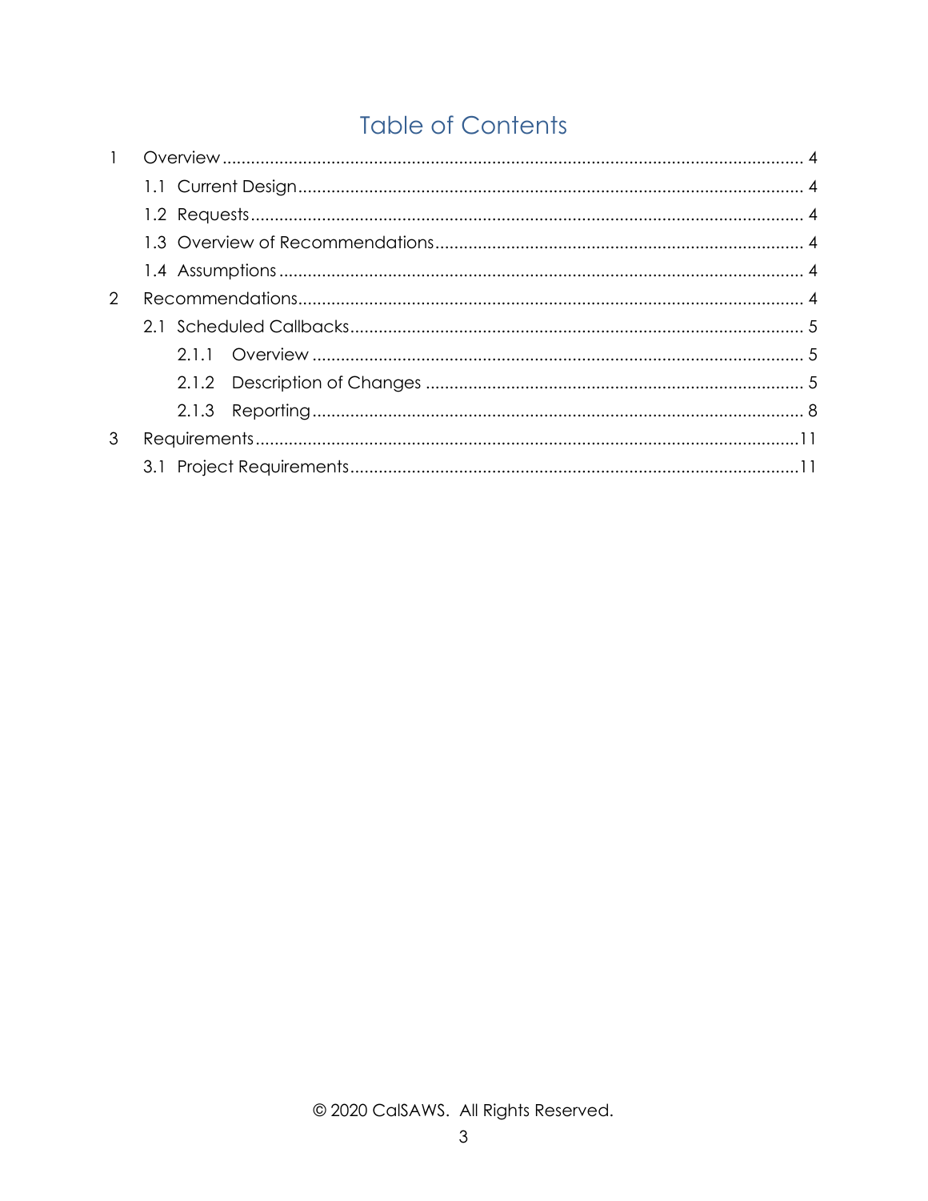# Table of Contents

1 Overview ... 4

  1.1 Current Design ... 4

  1.2 Requests ... 4

  1.3 Overview of Recommendations ... 4

  1.4 Assumptions ... 4

2 Recommendations ... 4

  2.1 Scheduled Callbacks ... 5

    2.1.1 Overview ... 5

    2.1.2 Description of Changes ... 5

    2.1.3 Reporting ... 8

3 Requirements ... 11

  3.1 Project Requirements ... 11

© 2020 CalSAWS. All Rights Reserved.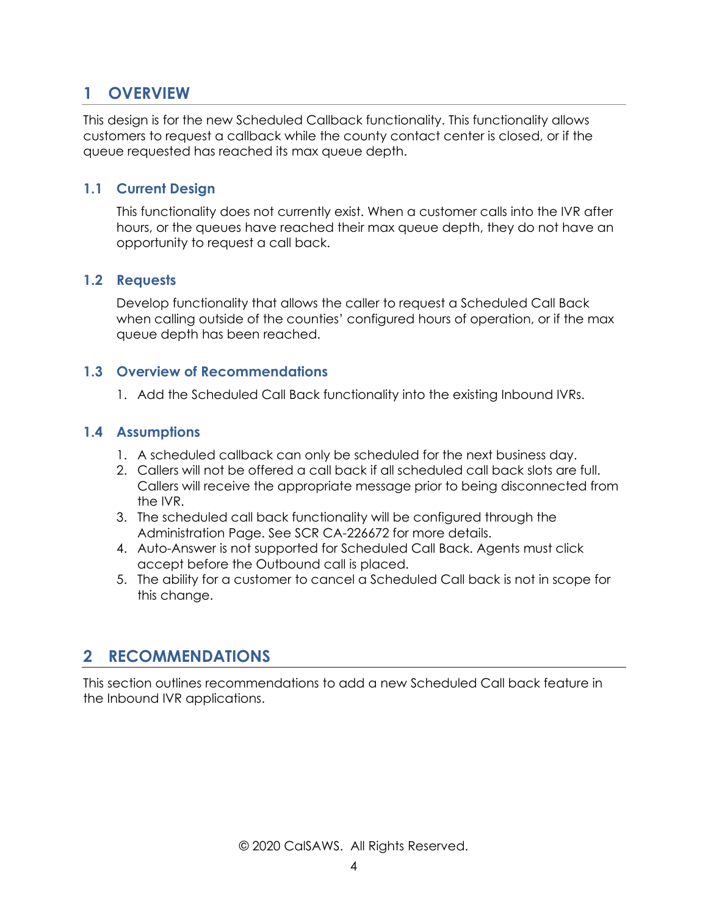# 1 OVERVIEW

This design is for the new Scheduled Callback functionality. This functionality allows customers to request a callback while the county contact center is closed, or if the queue requested has reached its max queue depth.

## 1.1 Current Design

This functionality does not currently exist. When a customer calls into the IVR after hours, or the queues have reached their max queue depth, they do not have an opportunity to request a call back.

## 1.2 Requests

Develop functionality that allows the caller to request a Scheduled Call Back when calling outside of the counties' configured hours of operation, or if the max queue depth has been reached.

## 1.3 Overview of Recommendations

1. Add the Scheduled Call Back functionality into the existing Inbound IVRs.

## 1.4 Assumptions

1. A scheduled callback can only be scheduled for the next business day.
2. Callers will not be offered a call back if all scheduled call back slots are full. Callers will receive the appropriate message prior to being disconnected from the IVR.
3. The scheduled call back functionality will be configured through the Administration Page. See SCR CA-226672 for more details.
4. Auto-Answer is not supported for Scheduled Call Back. Agents must click accept before the Outbound call is placed.
5. The ability for a customer to cancel a Scheduled Call back is not in scope for this change.

# 2 RECOMMENDATIONS

This section outlines recommendations to add a new Scheduled Call back feature in the Inbound IVR applications.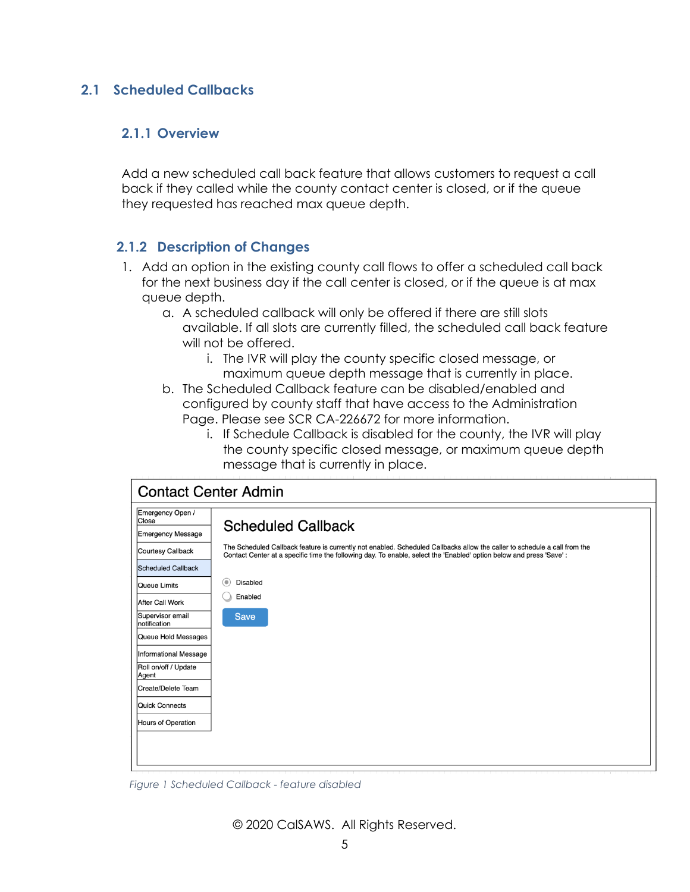## 2.1 Scheduled Callbacks

### 2.1.1 Overview

Add a new scheduled call back feature that allows customers to request a call back if they called while the county contact center is closed, or if the queue they requested has reached max queue depth.

### 2.1.2 Description of Changes

1. Add an option in the existing county call flows to offer a scheduled call back for the next business day if the call center is closed, or if the queue is at max queue depth.
    a. A scheduled callback will only be offered if there are still slots available. If all slots are currently filled, the scheduled call back feature will not be offered.
        i. The IVR will play the county specific closed message, or maximum queue depth message that is currently in place.
    b. The Scheduled Callback feature can be disabled/enabled and configured by county staff that have access to the Administration Page. Please see SCR CA-226672 for more information.
        i. If Schedule Callback is disabled for the county, the IVR will play the county specific closed message, or maximum queue depth message that is currently in place.

Contact Center Admin

| Menu |
| --- |
| Emergency Open / Close |
| Emergency Message |
| Courtesy Callback |
| Scheduled Callback |
| Queue Limits |
| After Call Work |
| Supervisor email notification |
| Queue Hold Messages |
| Informational Message |
| Roll on/off / Update Agent |
| Create/Delete Team |
| Quick Connects |
| Hours of Operation |

Scheduled Callback

The Scheduled Callback feature is currently not enabled. Scheduled Callbacks allow the caller to schedule a call from the Contact Center at a specific time the following day. To enable, select the 'Enabled' option below and press 'Save' :

- (•) Disabled
- ( ) Enabled

Save

*Figure 1 Scheduled Callback - feature disabled*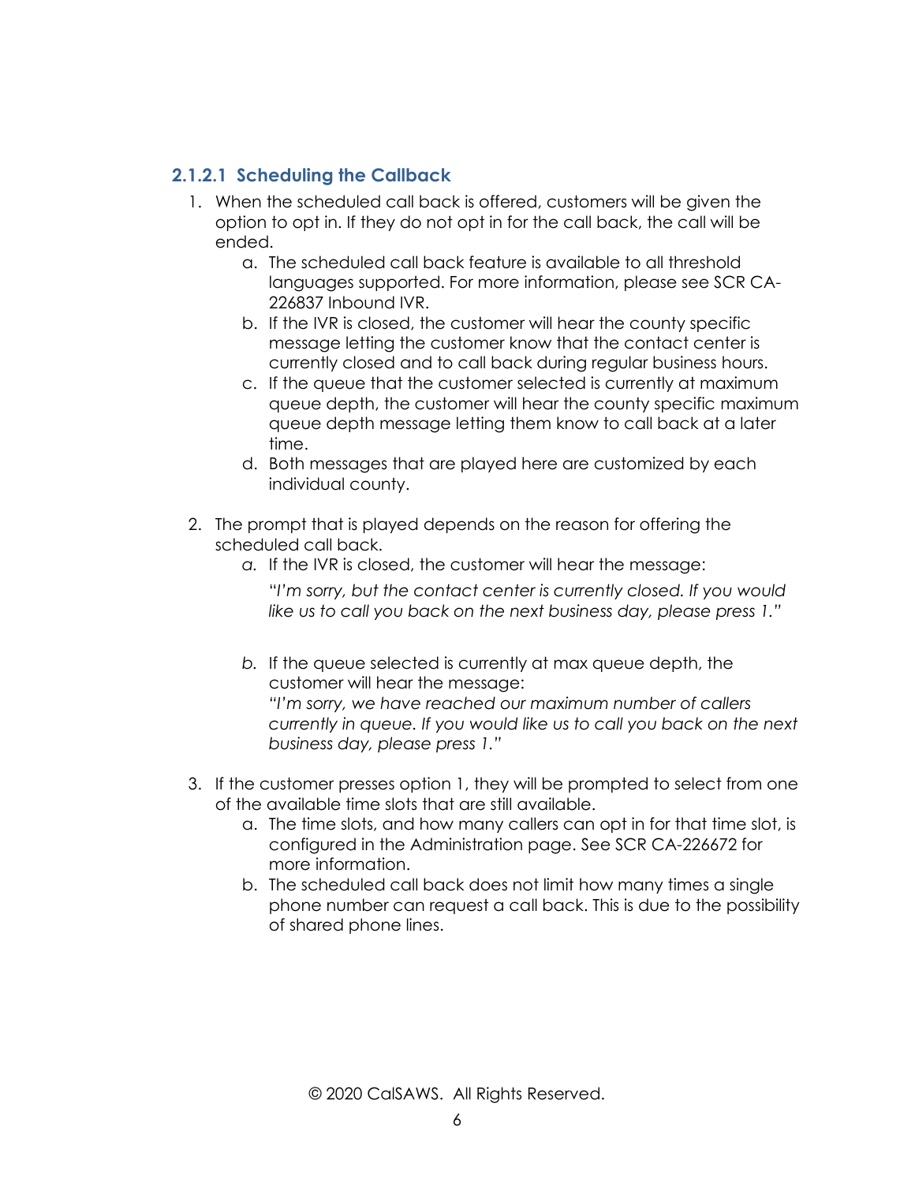### 2.1.2.1 Scheduling the Callback

1. When the scheduled call back is offered, customers will be given the option to opt in. If they do not opt in for the call back, the call will be ended.
   a. The scheduled call back feature is available to all threshold languages supported. For more information, please see SCR CA-226837 Inbound IVR.
   b. If the IVR is closed, the customer will hear the county specific message letting the customer know that the contact center is currently closed and to call back during regular business hours.
   c. If the queue that the customer selected is currently at maximum queue depth, the customer will hear the county specific maximum queue depth message letting them know to call back at a later time.
   d. Both messages that are played here are customized by each individual county.

2. The prompt that is played depends on the reason for offering the scheduled call back.
   *a.* If the IVR is closed, the customer will hear the message:

      *"I'm sorry, but the contact center is currently closed. If you would like us to call you back on the next business day, please press 1."*

   *b.* If the queue selected is currently at max queue depth, the customer will hear the message:
      *"I'm sorry, we have reached our maximum number of callers currently in queue. If you would like us to call you back on the next business day, please press 1."*

3. If the customer presses option 1, they will be prompted to select from one of the available time slots that are still available.
   a. The time slots, and how many callers can opt in for that time slot, is configured in the Administration page. See SCR CA-226672 for more information.
   b. The scheduled call back does not limit how many times a single phone number can request a call back. This is due to the possibility of shared phone lines.

© 2020 CalSAWS. All Rights Reserved.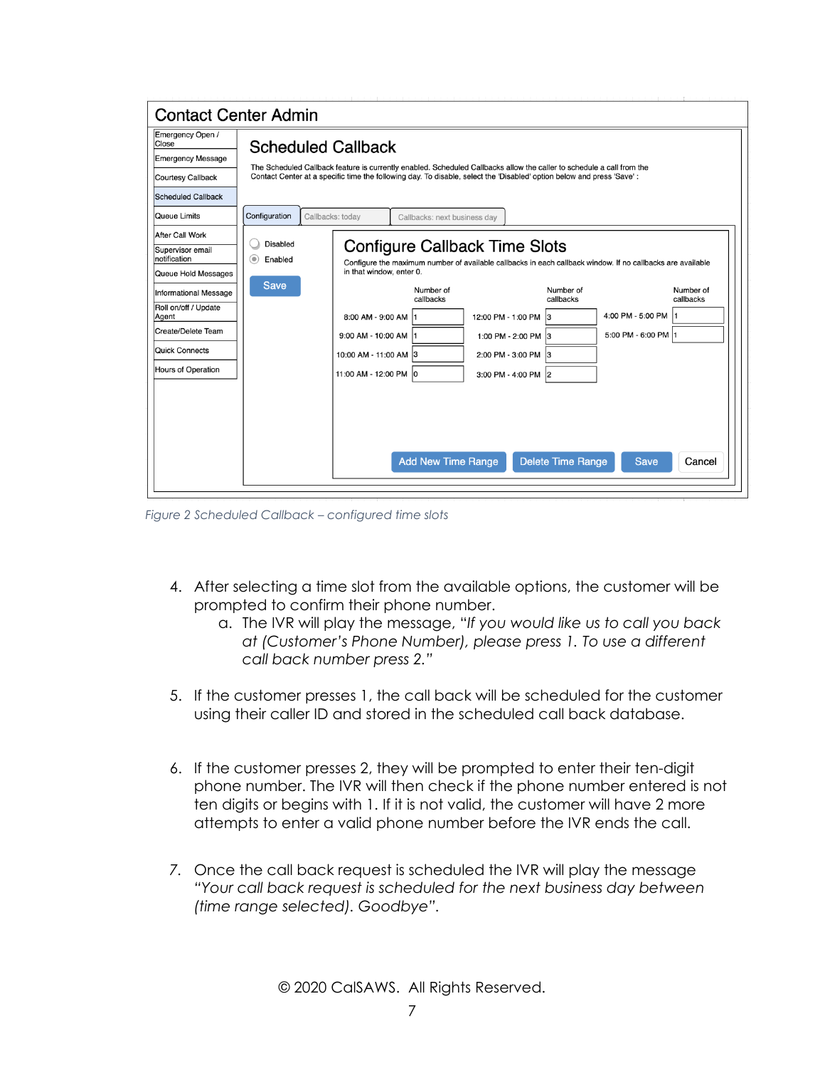**Contact Center Admin**

- Emergency Open / Close
- Emergency Message
- Courtesy Callback
- Scheduled Callback
- Queue Limits
- After Call Work
- Supervisor email notification
- Queue Hold Messages
- Informational Message
- Roll on/off / Update Agent
- Create/Delete Team
- Quick Connects
- Hours of Operation

**Scheduled Callback**

The Scheduled Callback feature is currently enabled. Scheduled Callbacks allow the caller to schedule a call from the Contact Center at a specific time the following day. To disable, select the 'Disabled' option below and press 'Save' :

Configuration | Callbacks: today | Callbacks: next business day

- Disabled
- Enabled

Save

**Configure Callback Time Slots**

Configure the maximum number of available callbacks in each callback window. If no callbacks are available in that window, enter 0.

| | Number of callbacks | | Number of callbacks | | Number of callbacks |
|---|---|---|---|---|---|
| 8:00 AM - 9:00 AM | 1 | 12:00 PM - 1:00 PM | 3 | 4:00 PM - 5:00 PM | 1 |
| 9:00 AM - 10:00 AM | 1 | 1:00 PM - 2:00 PM | 3 | 5:00 PM - 6:00 PM | 1 |
| 10:00 AM - 11:00 AM | 3 | 2:00 PM - 3:00 PM | 3 | | |
| 11:00 AM - 12:00 PM | 0 | 3:00 PM - 4:00 PM | 2 | | |

Add New Time Range | Delete Time Range | Save | Cancel

*Figure 2 Scheduled Callback – configured time slots*

4. After selecting a time slot from the available options, the customer will be prompted to confirm their phone number.
   a. The IVR will play the message, "*If you would like us to call you back at (Customer's Phone Number), please press 1. To use a different call back number press 2.*"

5. If the customer presses 1, the call back will be scheduled for the customer using their caller ID and stored in the scheduled call back database.

6. If the customer presses 2, they will be prompted to enter their ten-digit phone number. The IVR will then check if the phone number entered is not ten digits or begins with 1. If it is not valid, the customer will have 2 more attempts to enter a valid phone number before the IVR ends the call.

7. Once the call back request is scheduled the IVR will play the message *"Your call back request is scheduled for the next business day between (time range selected). Goodbye"*.

© 2020 CalSAWS. All Rights Reserved.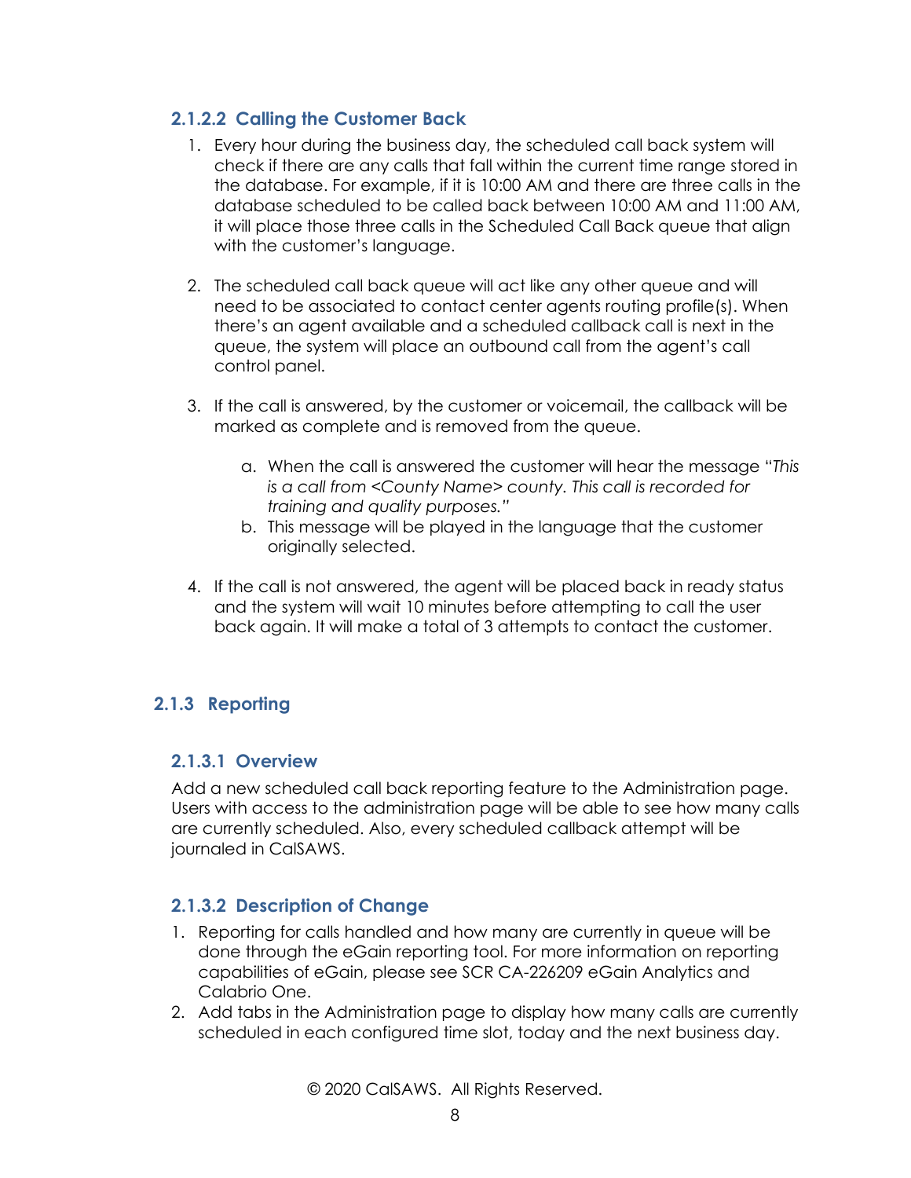#### 2.1.2.2 Calling the Customer Back

1. Every hour during the business day, the scheduled call back system will check if there are any calls that fall within the current time range stored in the database. For example, if it is 10:00 AM and there are three calls in the database scheduled to be called back between 10:00 AM and 11:00 AM, it will place those three calls in the Scheduled Call Back queue that align with the customer's language.

2. The scheduled call back queue will act like any other queue and will need to be associated to contact center agents routing profile(s). When there's an agent available and a scheduled callback call is next in the queue, the system will place an outbound call from the agent's call control panel.

3. If the call is answered, by the customer or voicemail, the callback will be marked as complete and is removed from the queue.

   a. When the call is answered the customer will hear the message "*This is a call from <County Name> county. This call is recorded for training and quality purposes.*"
   b. This message will be played in the language that the customer originally selected.

4. If the call is not answered, the agent will be placed back in ready status and the system will wait 10 minutes before attempting to call the user back again. It will make a total of 3 attempts to contact the customer.

### 2.1.3 Reporting

#### 2.1.3.1 Overview

Add a new scheduled call back reporting feature to the Administration page. Users with access to the administration page will be able to see how many calls are currently scheduled. Also, every scheduled callback attempt will be journaled in CalSAWS.

#### 2.1.3.2 Description of Change

1. Reporting for calls handled and how many are currently in queue will be done through the eGain reporting tool. For more information on reporting capabilities of eGain, please see SCR CA-226209 eGain Analytics and Calabrio One.
2. Add tabs in the Administration page to display how many calls are currently scheduled in each configured time slot, today and the next business day.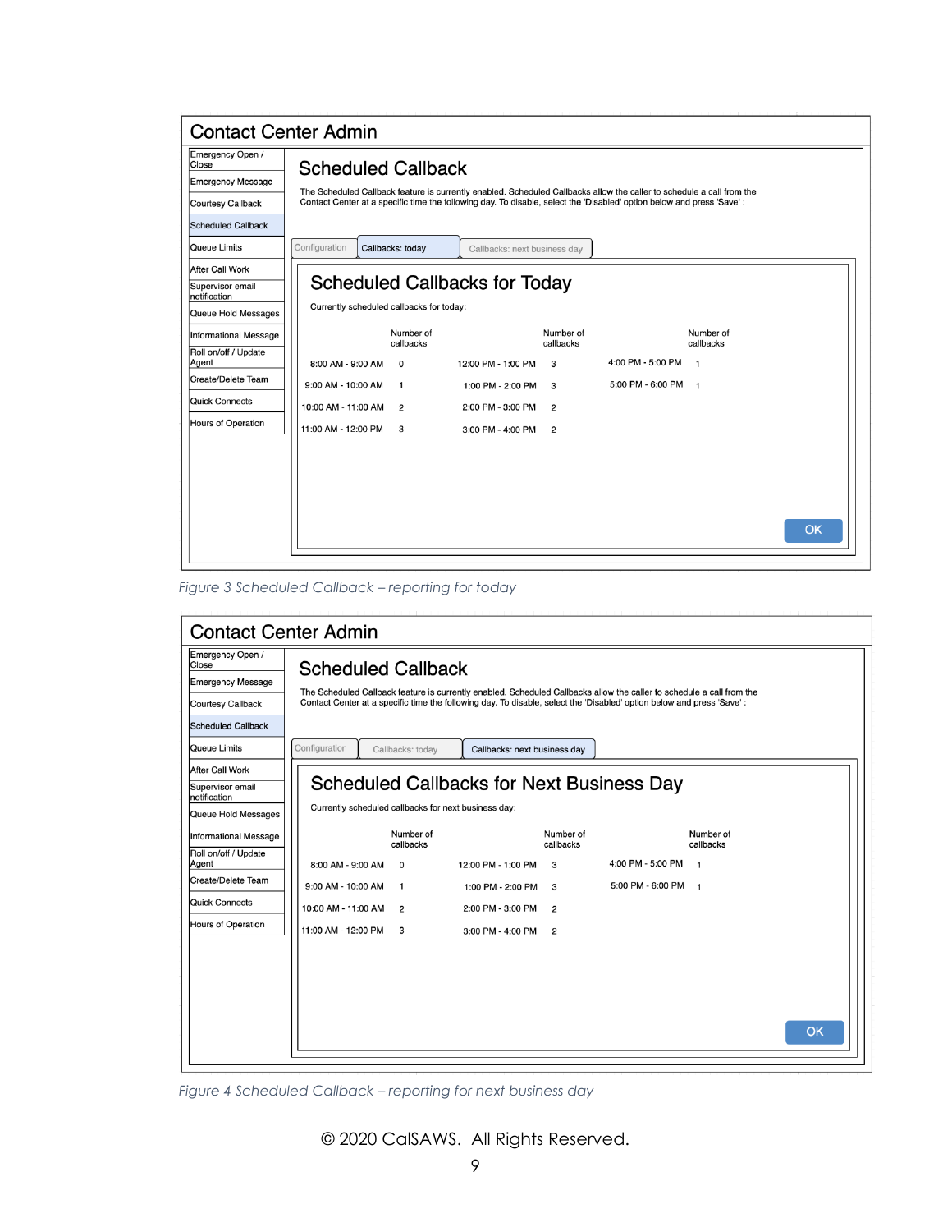## Contact Center Admin

- Emergency Open / Close
- Emergency Message
- Courtesy Callback
- Scheduled Callback
- Queue Limits
- After Call Work
- Supervisor email notification
- Queue Hold Messages
- Informational Message
- Roll on/off / Update Agent
- Create/Delete Team
- Quick Connects
- Hours of Operation

### Scheduled Callback

The Scheduled Callback feature is currently enabled. Scheduled Callbacks allow the caller to schedule a call from the Contact Center at a specific time the following day. To disable, select the 'Disabled' option below and press 'Save' :

Configuration | Callbacks: today | Callbacks: next business day

### Scheduled Callbacks for Today

Currently scheduled callbacks for today:

| | Number of callbacks | | Number of callbacks | | Number of callbacks |
|---|---|---|---|---|---|
| 8:00 AM - 9:00 AM | 0 | 12:00 PM - 1:00 PM | 3 | 4:00 PM - 5:00 PM | 1 |
| 9:00 AM - 10:00 AM | 1 | 1:00 PM - 2:00 PM | 3 | 5:00 PM - 6:00 PM | 1 |
| 10:00 AM - 11:00 AM | 2 | 2:00 PM - 3:00 PM | 2 | | |
| 11:00 AM - 12:00 PM | 3 | 3:00 PM - 4:00 PM | 2 | | |

OK

*Figure 3 Scheduled Callback – reporting for today*

## Contact Center Admin

- Emergency Open / Close
- Emergency Message
- Courtesy Callback
- Scheduled Callback
- Queue Limits
- After Call Work
- Supervisor email notification
- Queue Hold Messages
- Informational Message
- Roll on/off / Update Agent
- Create/Delete Team
- Quick Connects
- Hours of Operation

### Scheduled Callback

The Scheduled Callback feature is currently enabled. Scheduled Callbacks allow the caller to schedule a call from the Contact Center at a specific time the following day. To disable, select the 'Disabled' option below and press 'Save' :

Configuration | Callbacks: today | Callbacks: next business day

### Scheduled Callbacks for Next Business Day

Currently scheduled callbacks for next business day:

| | Number of callbacks | | Number of callbacks | | Number of callbacks |
|---|---|---|---|---|---|
| 8:00 AM - 9:00 AM | 0 | 12:00 PM - 1:00 PM | 3 | 4:00 PM - 5:00 PM | 1 |
| 9:00 AM - 10:00 AM | 1 | 1:00 PM - 2:00 PM | 3 | 5:00 PM - 6:00 PM | 1 |
| 10:00 AM - 11:00 AM | 2 | 2:00 PM - 3:00 PM | 2 | | |
| 11:00 AM - 12:00 PM | 3 | 3:00 PM - 4:00 PM | 2 | | |

OK

*Figure 4 Scheduled Callback – reporting for next business day*

© 2020 CalSAWS. All Rights Reserved.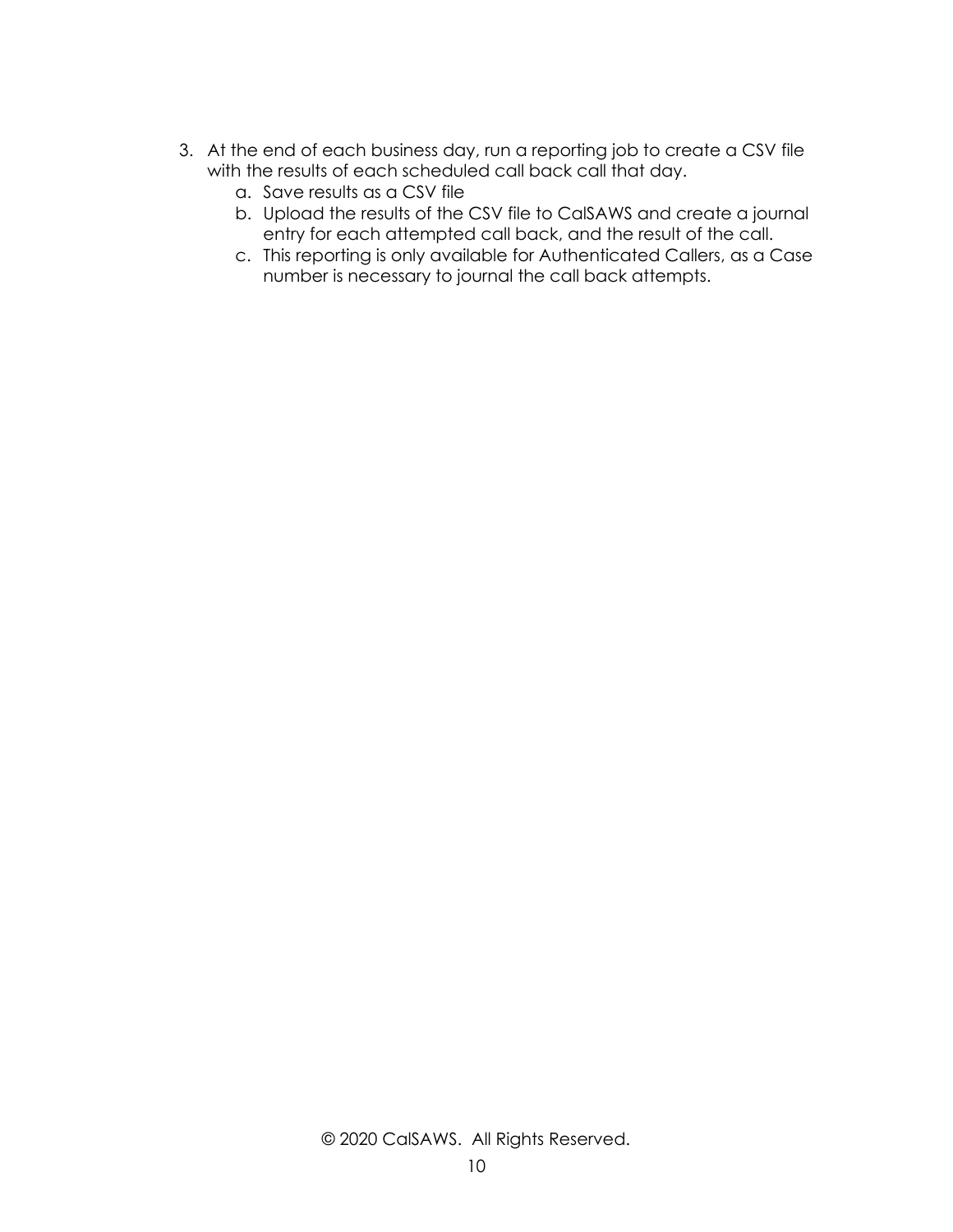3. At the end of each business day, run a reporting job to create a CSV file with the results of each scheduled call back call that day.
    a. Save results as a CSV file
    b. Upload the results of the CSV file to CalSAWS and create a journal entry for each attempted call back, and the result of the call.
    c. This reporting is only available for Authenticated Callers, as a Case number is necessary to journal the call back attempts.

© 2020 CalSAWS. All Rights Reserved.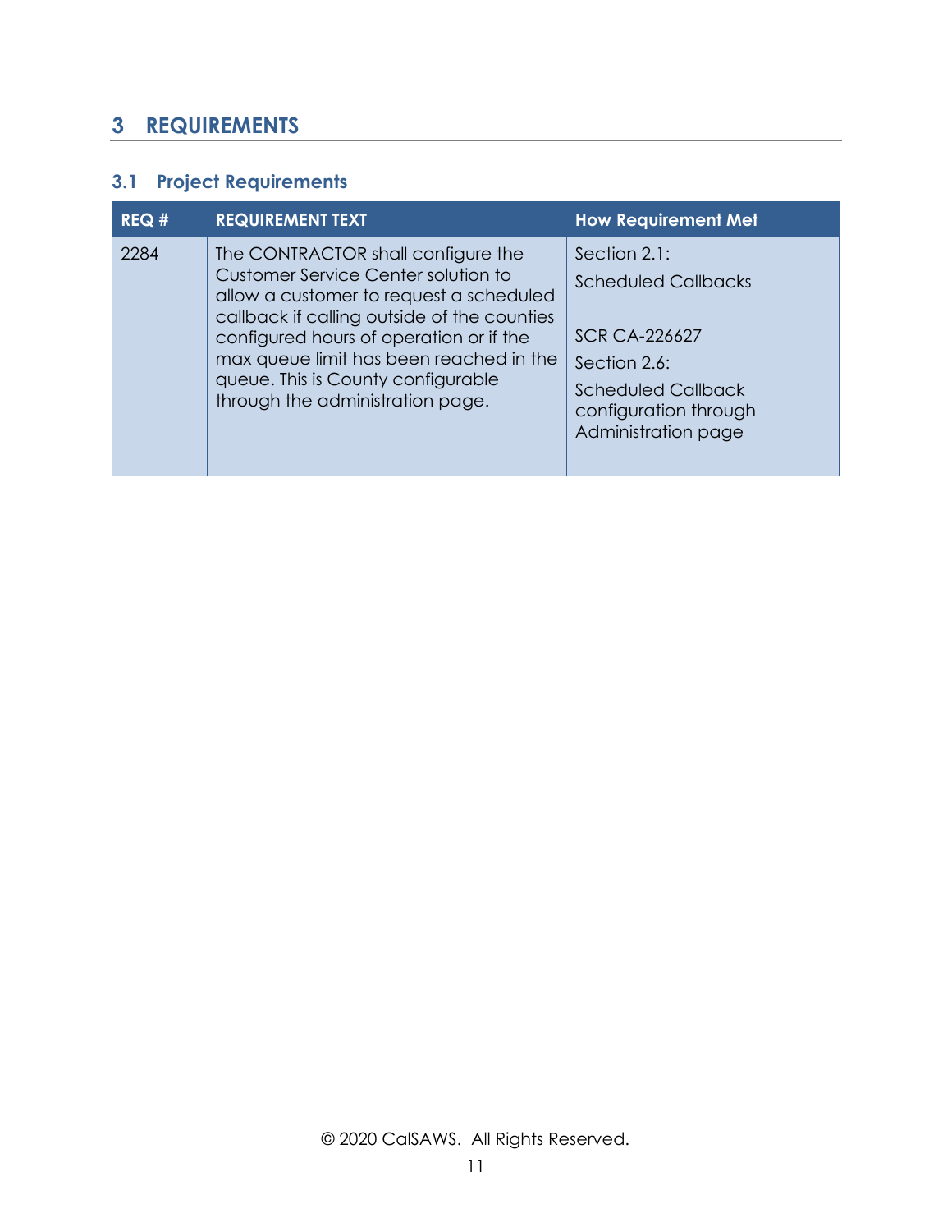# 3 REQUIREMENTS

## 3.1 Project Requirements

| REQ # | REQUIREMENT TEXT | How Requirement Met |
| --- | --- | --- |
| 2284 | The CONTRACTOR shall configure the Customer Service Center solution to allow a customer to request a scheduled callback if calling outside of the counties configured hours of operation or if the max queue limit has been reached in the queue. This is County configurable through the administration page. | Section 2.1: Scheduled Callbacks<br><br>SCR CA-226627 Section 2.6: Scheduled Callback configuration through Administration page |

© 2020 CalSAWS. All Rights Reserved.